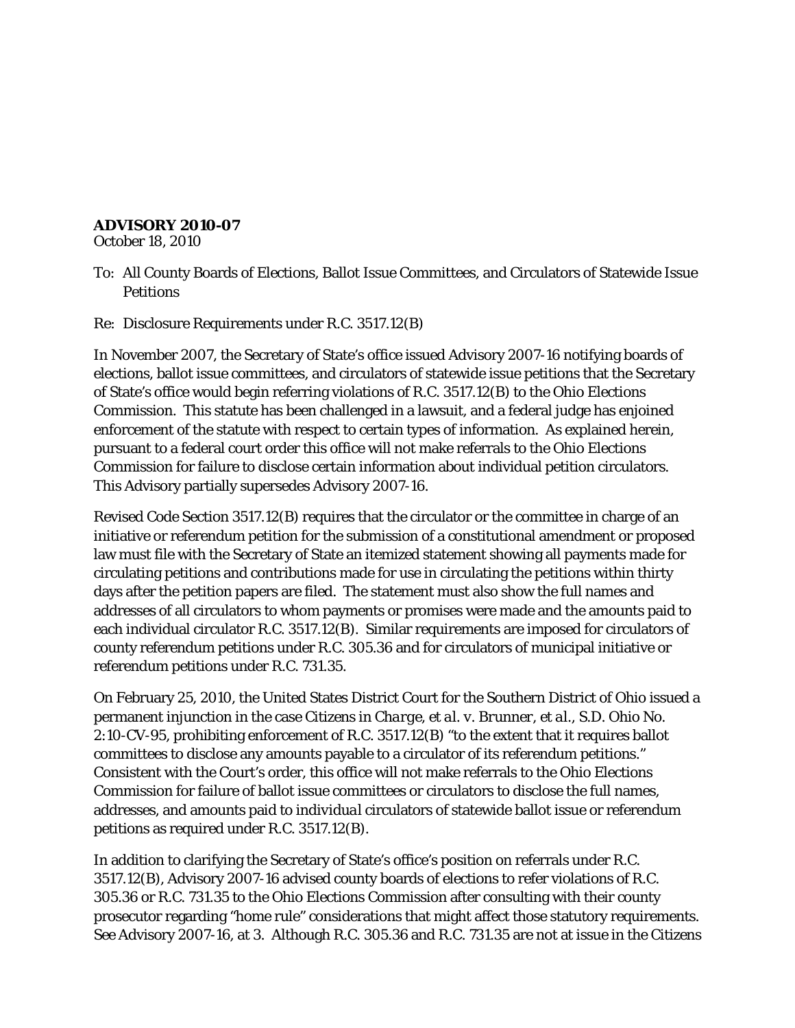**ADVISORY 2010-07**
October 18, 2010

To: All County Boards of Elections, Ballot Issue Committees, and Circulators of Statewide Issue Petitions

Re: Disclosure Requirements under R.C. 3517.12(B)

In November 2007, the Secretary of State's office issued Advisory 2007-16 notifying boards of elections, ballot issue committees, and circulators of statewide issue petitions that the Secretary of State's office would begin referring violations of R.C. 3517.12(B) to the Ohio Elections Commission. This statute has been challenged in a lawsuit, and a federal judge has enjoined enforcement of the statute with respect to certain types of information. As explained herein, pursuant to a federal court order this office will not make referrals to the Ohio Elections Commission for failure to disclose certain information about individual petition circulators. This Advisory partially supersedes Advisory 2007-16.

Revised Code Section 3517.12(B) requires that the circulator or the committee in charge of an initiative or referendum petition for the submission of a constitutional amendment or proposed law must file with the Secretary of State an itemized statement showing all payments made for circulating petitions and contributions made for use in circulating the petitions within thirty days after the petition papers are filed. The statement must also show the full names and addresses of all circulators to whom payments or promises were made and the amounts paid to each individual circulator R.C. 3517.12(B). Similar requirements are imposed for circulators of county referendum petitions under R.C. 305.36 and for circulators of municipal initiative or referendum petitions under R.C. 731.35.

On February 25, 2010, the United States District Court for the Southern District of Ohio issued a permanent injunction in the case Citizens in *Charge, et al. v. Brunner, et al.*, S.D. Ohio No. 2:10-CV-95, prohibiting enforcement of R.C. 3517.12(B) "to the extent that it requires ballot committees to disclose any amounts payable to a circulator of its referendum petitions." Consistent with the Court's order, this office will not make referrals to the Ohio Elections Commission for failure of ballot issue committees or circulators to disclose the full names, addresses, and amounts paid to individual circulators of statewide ballot issue or referendum petitions as required under R.C. 3517.12(B).

In addition to clarifying the Secretary of State's office's position on referrals under R.C. 3517.12(B), Advisory 2007-16 advised county boards of elections to refer violations of R.C. 305.36 or R.C. 731.35 to the Ohio Elections Commission after consulting with their county prosecutor regarding "home rule" considerations that might affect those statutory requirements. See Advisory 2007-16, at 3. Although R.C. 305.36 and R.C. 731.35 are not at issue in the Citizens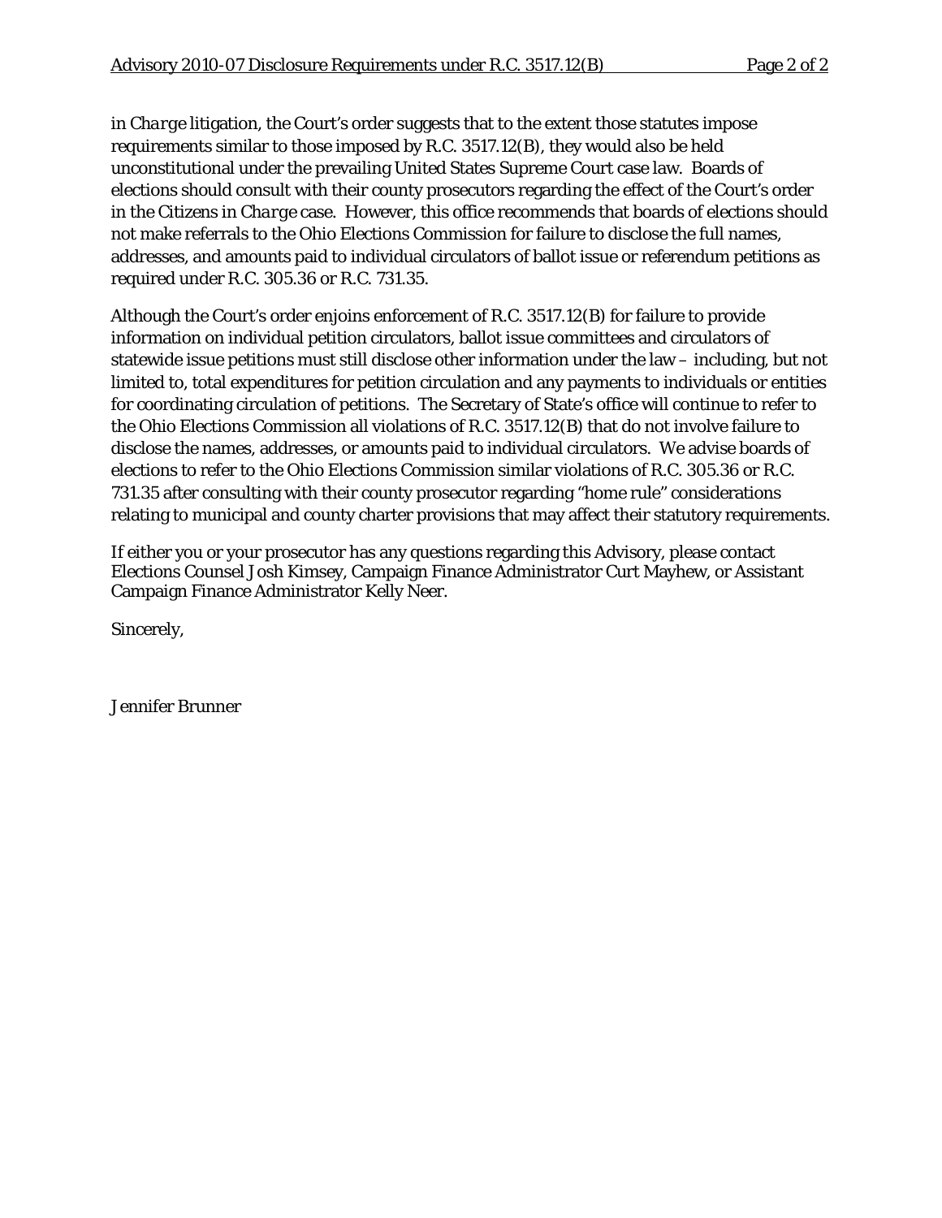in *Charge* litigation, the Court's order suggests that to the extent those statutes impose requirements similar to those imposed by R.C. 3517.12(B), they would also be held unconstitutional under the prevailing United States Supreme Court case law. Boards of elections should consult with their county prosecutors regarding the effect of the Court's order in the Citizens in *Charge* case. However, this office recommends that boards of elections should not make referrals to the Ohio Elections Commission for failure to disclose the full names, addresses, and amounts paid to individual circulators of ballot issue or referendum petitions as required under R.C. 305.36 or R.C. 731.35.

Although the Court's order enjoins enforcement of R.C. 3517.12(B) for failure to provide information on individual petition circulators, ballot issue committees and circulators of statewide issue petitions must still disclose other information under the law – including, but not limited to, total expenditures for petition circulation and any payments to individuals or entities for coordinating circulation of petitions. The Secretary of State's office will continue to refer to the Ohio Elections Commission all violations of R.C. 3517.12(B) that do not involve failure to disclose the names, addresses, or amounts paid to individual circulators. We advise boards of elections to refer to the Ohio Elections Commission similar violations of R.C. 305.36 or R.C. 731.35 after consulting with their county prosecutor regarding "home rule" considerations relating to municipal and county charter provisions that may affect their statutory requirements.

If either you or your prosecutor has any questions regarding this Advisory, please contact Elections Counsel Josh Kimsey, Campaign Finance Administrator Curt Mayhew, or Assistant Campaign Finance Administrator Kelly Neer.

Sincerely,

Jennifer Brunner